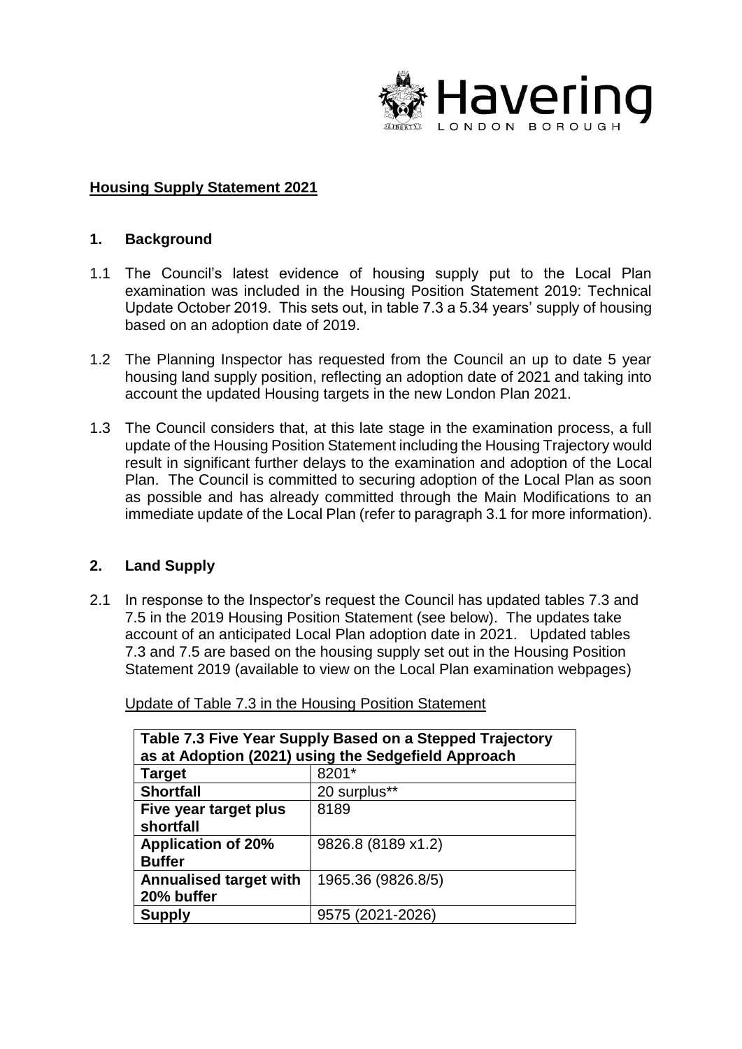Havering LONDON BOROUGH

## Housing Supply Statement 2021

### 1. Background

1.1 The Council's latest evidence of housing supply put to the Local Plan examination was included in the Housing Position Statement 2019: Technical Update October 2019. This sets out, in table 7.3 a 5.34 years' supply of housing based on an adoption date of 2019.

1.2 The Planning Inspector has requested from the Council an up to date 5 year housing land supply position, reflecting an adoption date of 2021 and taking into account the updated Housing targets in the new London Plan 2021.

1.3 The Council considers that, at this late stage in the examination process, a full update of the Housing Position Statement including the Housing Trajectory would result in significant further delays to the examination and adoption of the Local Plan. The Council is committed to securing adoption of the Local Plan as soon as possible and has already committed through the Main Modifications to an immediate update of the Local Plan (refer to paragraph 3.1 for more information).

### 2. Land Supply

2.1 In response to the Inspector's request the Council has updated tables 7.3 and 7.5 in the 2019 Housing Position Statement (see below). The updates take account of an anticipated Local Plan adoption date in 2021. Updated tables 7.3 and 7.5 are based on the housing supply set out in the Housing Position Statement 2019 (available to view on the Local Plan examination webpages)

Update of Table 7.3 in the Housing Position Statement

| Table 7.3 Five Year Supply Based on a Stepped Trajectory as at Adoption (2021) using the Sedgefield Approach | |
|---|---|
| **Target** | 8201* |
| **Shortfall** | 20 surplus** |
| **Five year target plus shortfall** | 8189 |
| **Application of 20% Buffer** | 9826.8 (8189 x1.2) |
| **Annualised target with 20% buffer** | 1965.36 (9826.8/5) |
| **Supply** | 9575 (2021-2026) |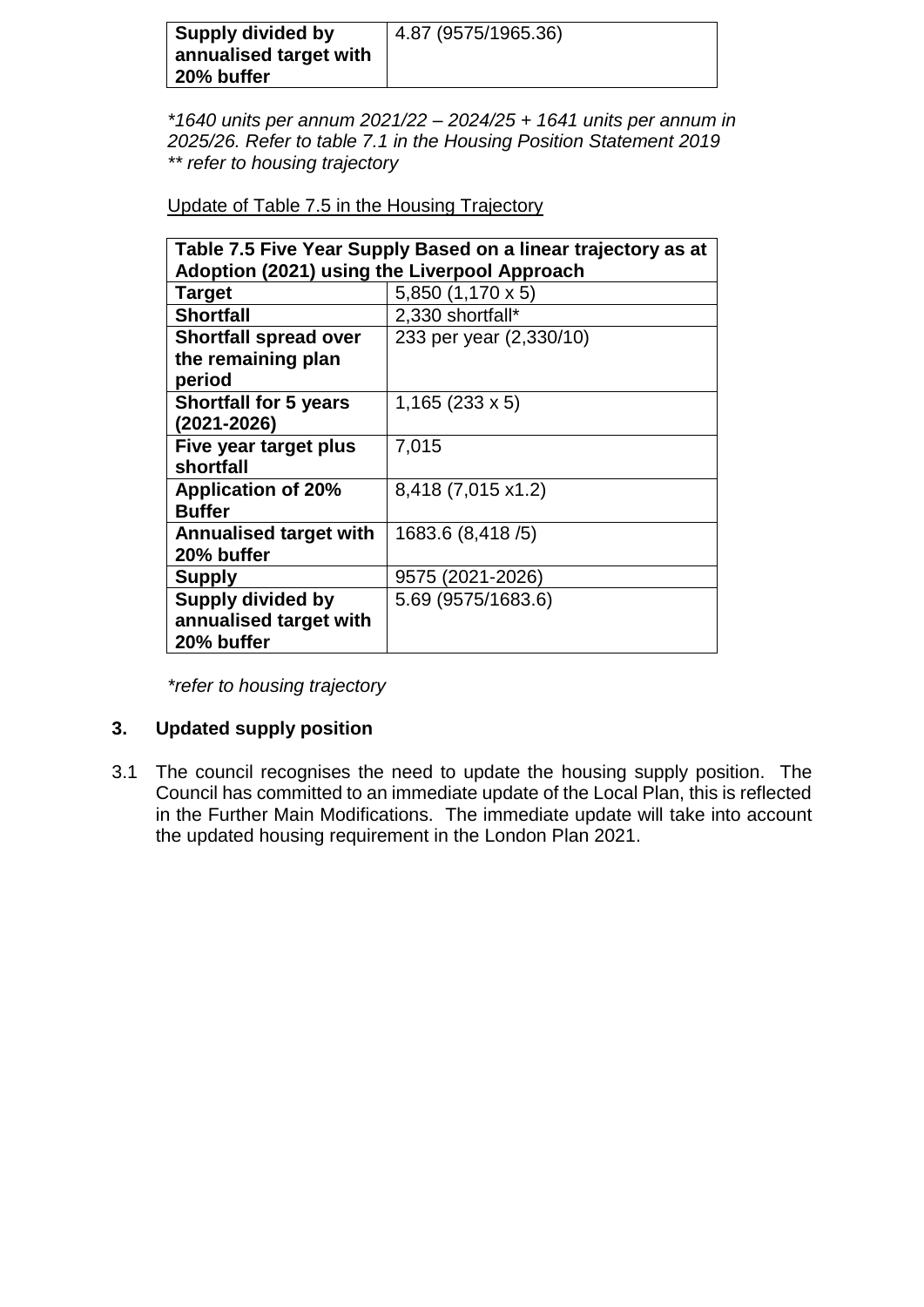| | |
|---|---|
| **Supply divided by annualised target with 20% buffer** | 4.87 (9575/1965.36) |

*\*1640 units per annum 2021/22 – 2024/25 + 1641 units per annum in 2025/26. Refer to table 7.1 in the Housing Position Statement 2019*
*\*\* refer to housing trajectory*

Update of Table 7.5 in the Housing Trajectory

| **Table 7.5 Five Year Supply Based on a linear trajectory as at Adoption (2021) using the Liverpool Approach** | |
|---|---|
| **Target** | 5,850 (1,170 x 5) |
| **Shortfall** | 2,330 shortfall* |
| **Shortfall spread over the remaining plan period** | 233 per year (2,330/10) |
| **Shortfall for 5 years (2021-2026)** | 1,165 (233 x 5) |
| **Five year target plus shortfall** | 7,015 |
| **Application of 20% Buffer** | 8,418 (7,015 x1.2) |
| **Annualised target with 20% buffer** | 1683.6 (8,418 /5) |
| **Supply** | 9575 (2021-2026) |
| **Supply divided by annualised target with 20% buffer** | 5.69 (9575/1683.6) |

*\*refer to housing trajectory*

## 3. Updated supply position

3.1 The council recognises the need to update the housing supply position. The Council has committed to an immediate update of the Local Plan, this is reflected in the Further Main Modifications. The immediate update will take into account the updated housing requirement in the London Plan 2021.